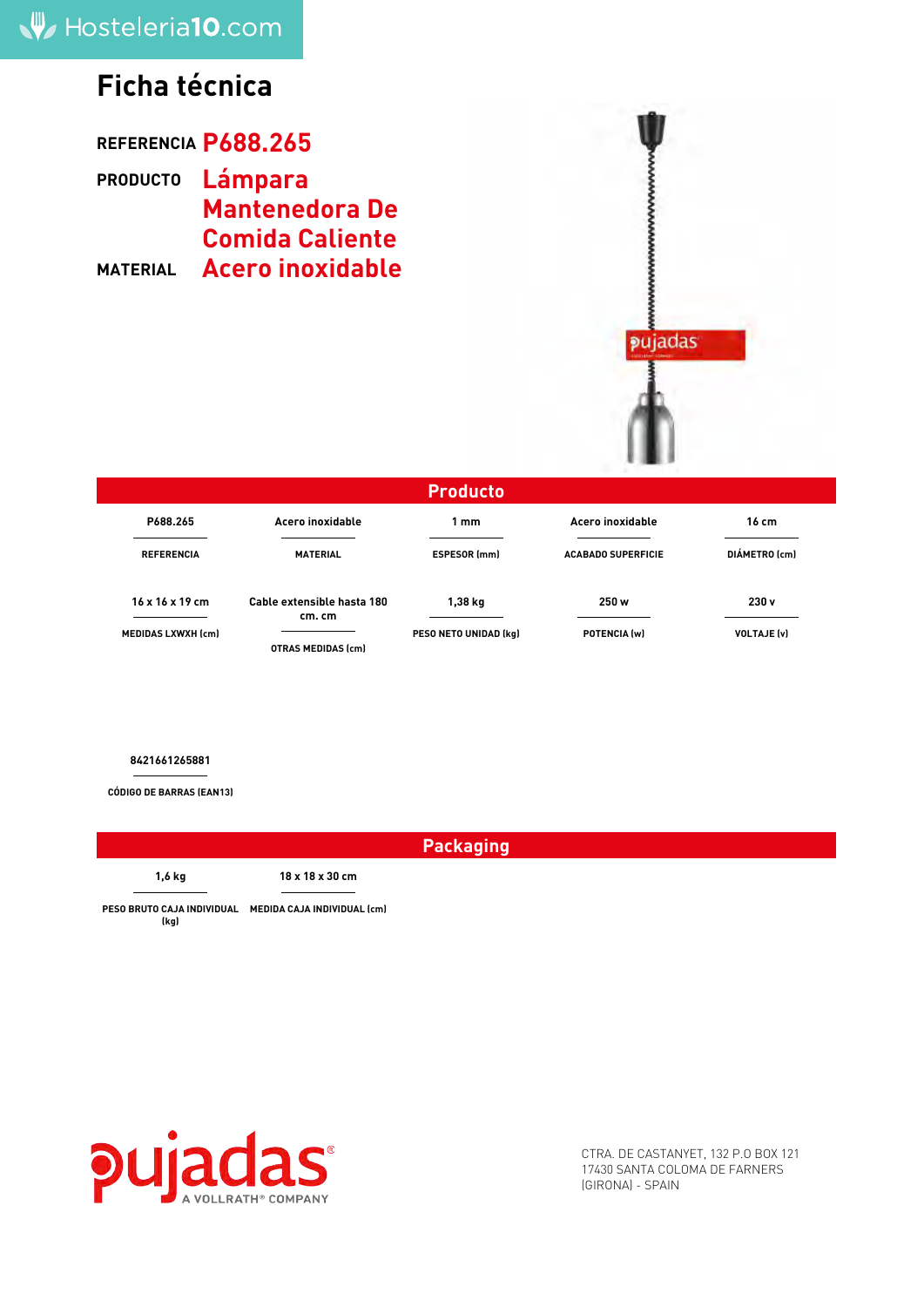# Ficha técnica

**REFERENCIA** P688.265

**PRODUCTO** Lámpara Mantenedora De Comida Caliente

**MATERIAL** Acero inoxidable

## Producto

| P688.265 | Acero inoxidable | 1 mm | Acero inoxidable | 16 cm |
|---|---|---|---|---|
| REFERENCIA | MATERIAL | ESPESOR (mm) | ACABADO SUPERFICIE | DIÁMETRO (cm) |
| 16 x 16 x 19 cm | Cable extensible hasta 180 cm. cm | 1,38 kg | 250 w | 230 v |
| MEDIDAS LXWXH (cm) | OTRAS MEDIDAS (cm) | PESO NETO UNIDAD (kg) | POTENCIA (w) | VOLTAJE (v) |
| 8421661265881 | | | | |
| CÓDIGO DE BARRAS (EAN13) | | | | |

## Packaging

| 1,6 kg | 18 x 18 x 30 cm |
|---|---|
| PESO BRUTO CAJA INDIVIDUAL (kg) | MEDIDA CAJA INDIVIDUAL (cm) |

pujadas® A VOLLRATH® COMPANY

CTRA. DE CASTANYET, 132 P.O BOX 121
17430 SANTA COLOMA DE FARNERS
(GIRONA) - SPAIN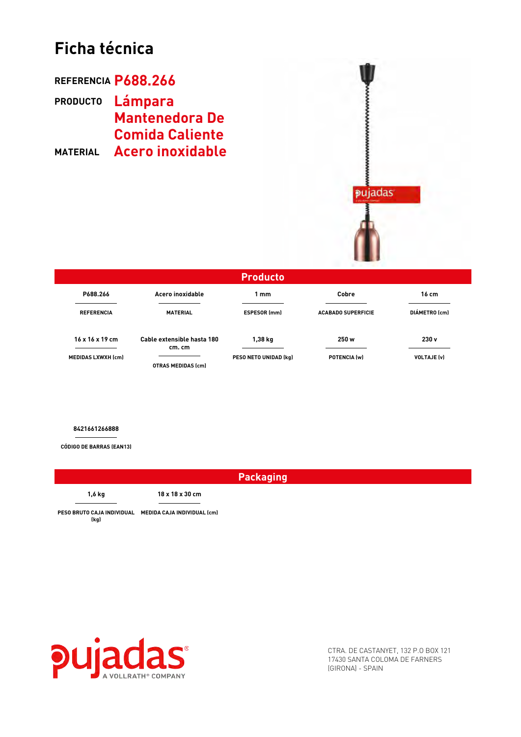# Ficha técnica

**REFERENCIA** P688.266

**PRODUCTO** Lámpara Mantenedora De Comida Caliente

**MATERIAL** Acero inoxidable

## Producto

| P688.266 | Acero inoxidable | 1 mm | Cobre | 16 cm |
|---|---|---|---|---|
| REFERENCIA | MATERIAL | ESPESOR (mm) | ACABADO SUPERFICIE | DIÁMETRO (cm) |
| 16 x 16 x 19 cm | Cable extensible hasta 180 cm. cm | 1,38 kg | 250 w | 230 v |
| MEDIDAS LXWXH (cm) | OTRAS MEDIDAS (cm) | PESO NETO UNIDAD (kg) | POTENCIA (w) | VOLTAJE (v) |

| 8421661266888 |
|---|
| CÓDIGO DE BARRAS (EAN13) |

## Packaging

| 1,6 kg | 18 x 18 x 30 cm |
|---|---|
| PESO BRUTO CAJA INDIVIDUAL (kg) | MEDIDA CAJA INDIVIDUAL (cm) |

pujadas® A VOLLRATH® COMPANY

CTRA. DE CASTANYET, 132 P.O BOX 121
17430 SANTA COLOMA DE FARNERS
(GIRONA) - SPAIN